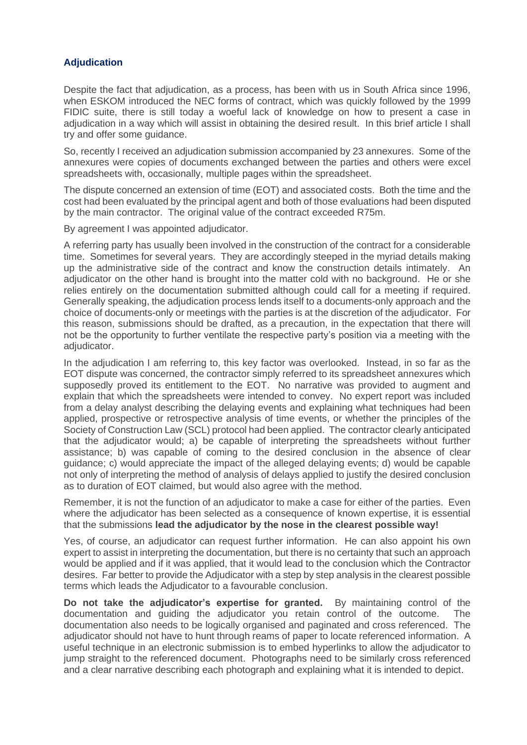## Adjudication

Despite the fact that adjudication, as a process, has been with us in South Africa since 1996, when ESKOM introduced the NEC forms of contract, which was quickly followed by the 1999 FIDIC suite, there is still today a woeful lack of knowledge on how to present a case in adjudication in a way which will assist in obtaining the desired result. In this brief article I shall try and offer some guidance.

So, recently I received an adjudication submission accompanied by 23 annexures. Some of the annexures were copies of documents exchanged between the parties and others were excel spreadsheets with, occasionally, multiple pages within the spreadsheet.

The dispute concerned an extension of time (EOT) and associated costs. Both the time and the cost had been evaluated by the principal agent and both of those evaluations had been disputed by the main contractor. The original value of the contract exceeded R75m.

By agreement I was appointed adjudicator.

A referring party has usually been involved in the construction of the contract for a considerable time. Sometimes for several years. They are accordingly steeped in the myriad details making up the administrative side of the contract and know the construction details intimately. An adjudicator on the other hand is brought into the matter cold with no background. He or she relies entirely on the documentation submitted although could call for a meeting if required. Generally speaking, the adjudication process lends itself to a documents-only approach and the choice of documents-only or meetings with the parties is at the discretion of the adjudicator. For this reason, submissions should be drafted, as a precaution, in the expectation that there will not be the opportunity to further ventilate the respective party's position via a meeting with the adjudicator.

In the adjudication I am referring to, this key factor was overlooked. Instead, in so far as the EOT dispute was concerned, the contractor simply referred to its spreadsheet annexures which supposedly proved its entitlement to the EOT. No narrative was provided to augment and explain that which the spreadsheets were intended to convey. No expert report was included from a delay analyst describing the delaying events and explaining what techniques had been applied, prospective or retrospective analysis of time events, or whether the principles of the Society of Construction Law (SCL) protocol had been applied. The contractor clearly anticipated that the adjudicator would; a) be capable of interpreting the spreadsheets without further assistance; b) was capable of coming to the desired conclusion in the absence of clear guidance; c) would appreciate the impact of the alleged delaying events; d) would be capable not only of interpreting the method of analysis of delays applied to justify the desired conclusion as to duration of EOT claimed, but would also agree with the method.

Remember, it is not the function of an adjudicator to make a case for either of the parties. Even where the adjudicator has been selected as a consequence of known expertise, it is essential that the submissions **lead the adjudicator by the nose in the clearest possible way!**

Yes, of course, an adjudicator can request further information. He can also appoint his own expert to assist in interpreting the documentation, but there is no certainty that such an approach would be applied and if it was applied, that it would lead to the conclusion which the Contractor desires. Far better to provide the Adjudicator with a step by step analysis in the clearest possible terms which leads the Adjudicator to a favourable conclusion.

**Do not take the adjudicator's expertise for granted.** By maintaining control of the documentation and guiding the adjudicator you retain control of the outcome. The documentation also needs to be logically organised and paginated and cross referenced. The adjudicator should not have to hunt through reams of paper to locate referenced information. A useful technique in an electronic submission is to embed hyperlinks to allow the adjudicator to jump straight to the referenced document. Photographs need to be similarly cross referenced and a clear narrative describing each photograph and explaining what it is intended to depict.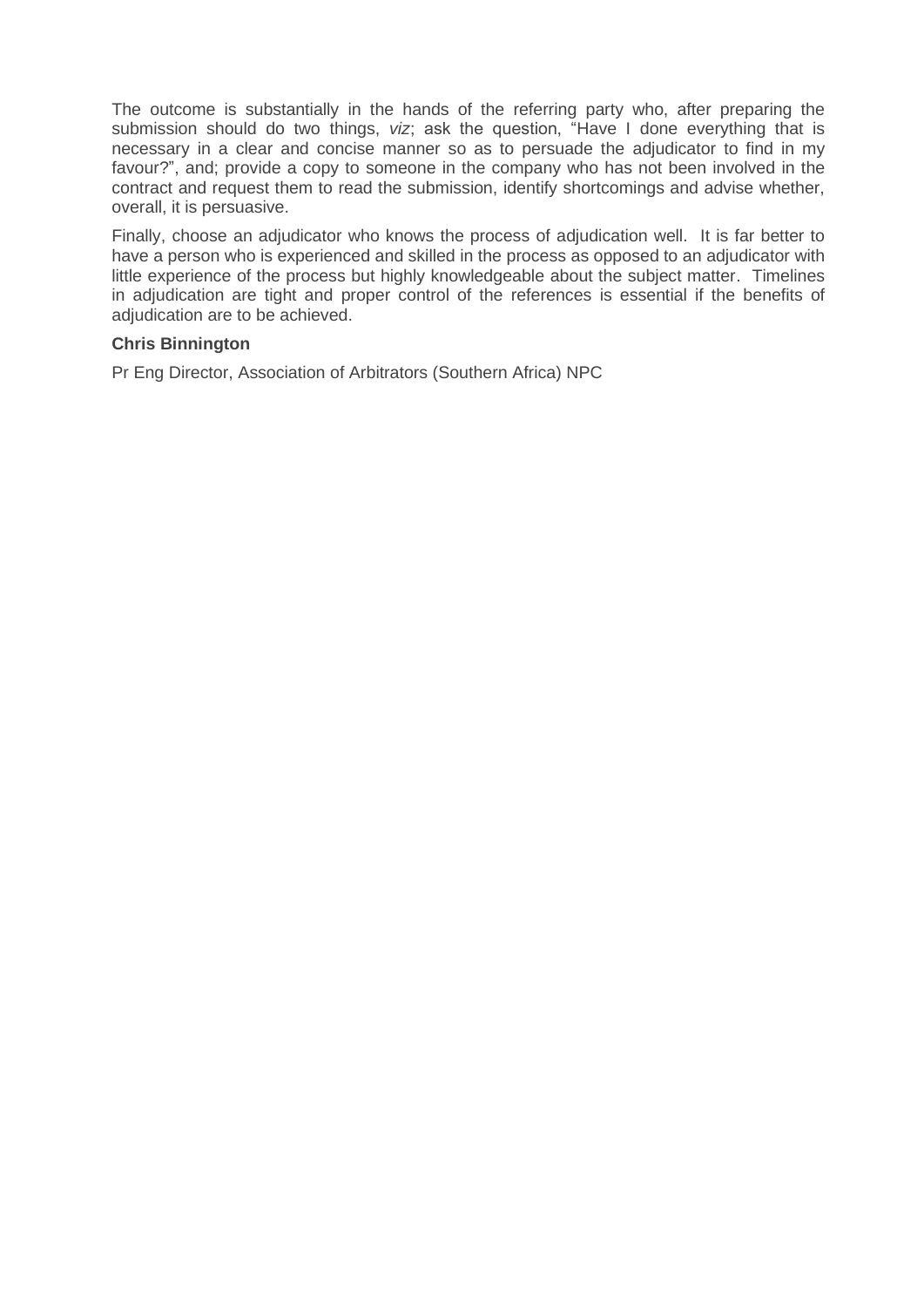The outcome is substantially in the hands of the referring party who, after preparing the submission should do two things, *viz*; ask the question, "Have I done everything that is necessary in a clear and concise manner so as to persuade the adjudicator to find in my favour?", and; provide a copy to someone in the company who has not been involved in the contract and request them to read the submission, identify shortcomings and advise whether, overall, it is persuasive.

Finally, choose an adjudicator who knows the process of adjudication well. It is far better to have a person who is experienced and skilled in the process as opposed to an adjudicator with little experience of the process but highly knowledgeable about the subject matter. Timelines in adjudication are tight and proper control of the references is essential if the benefits of adjudication are to be achieved.

**Chris Binnington**

Pr Eng Director, Association of Arbitrators (Southern Africa) NPC